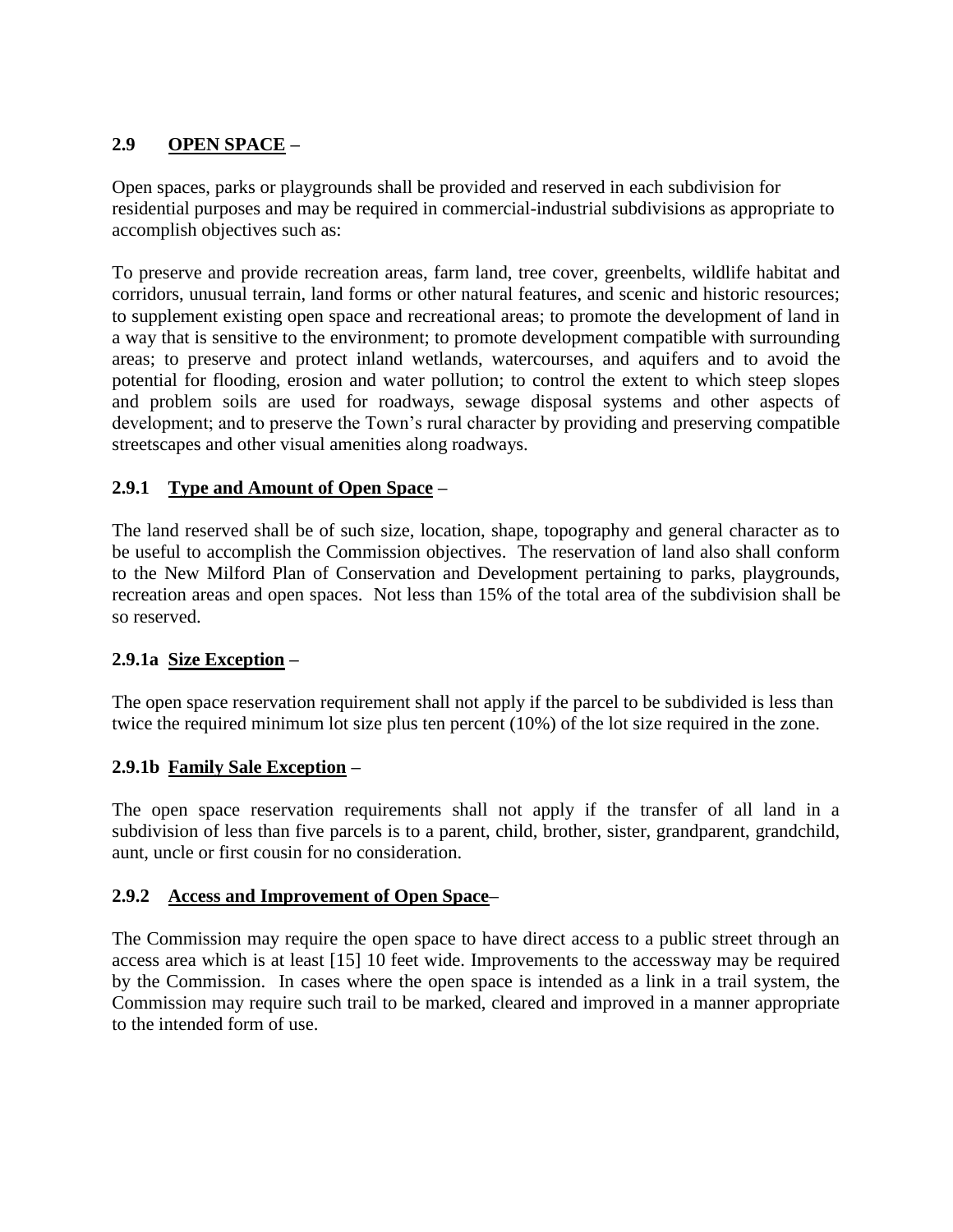## 2.9 OPEN SPACE –

Open spaces, parks or playgrounds shall be provided and reserved in each subdivision for residential purposes and may be required in commercial-industrial subdivisions as appropriate to accomplish objectives such as:

To preserve and provide recreation areas, farm land, tree cover, greenbelts, wildlife habitat and corridors, unusual terrain, land forms or other natural features, and scenic and historic resources; to supplement existing open space and recreational areas; to promote the development of land in a way that is sensitive to the environment; to promote development compatible with surrounding areas; to preserve and protect inland wetlands, watercourses, and aquifers and to avoid the potential for flooding, erosion and water pollution; to control the extent to which steep slopes and problem soils are used for roadways, sewage disposal systems and other aspects of development; and to preserve the Town's rural character by providing and preserving compatible streetscapes and other visual amenities along roadways.

### 2.9.1 Type and Amount of Open Space –

The land reserved shall be of such size, location, shape, topography and general character as to be useful to accomplish the Commission objectives. The reservation of land also shall conform to the New Milford Plan of Conservation and Development pertaining to parks, playgrounds, recreation areas and open spaces. Not less than 15% of the total area of the subdivision shall be so reserved.

#### 2.9.1a Size Exception –

The open space reservation requirement shall not apply if the parcel to be subdivided is less than twice the required minimum lot size plus ten percent (10%) of the lot size required in the zone.

#### 2.9.1b Family Sale Exception –

The open space reservation requirements shall not apply if the transfer of all land in a subdivision of less than five parcels is to a parent, child, brother, sister, grandparent, grandchild, aunt, uncle or first cousin for no consideration.

### 2.9.2 Access and Improvement of Open Space–

The Commission may require the open space to have direct access to a public street through an access area which is at least [15] 10 feet wide. Improvements to the accessway may be required by the Commission. In cases where the open space is intended as a link in a trail system, the Commission may require such trail to be marked, cleared and improved in a manner appropriate to the intended form of use.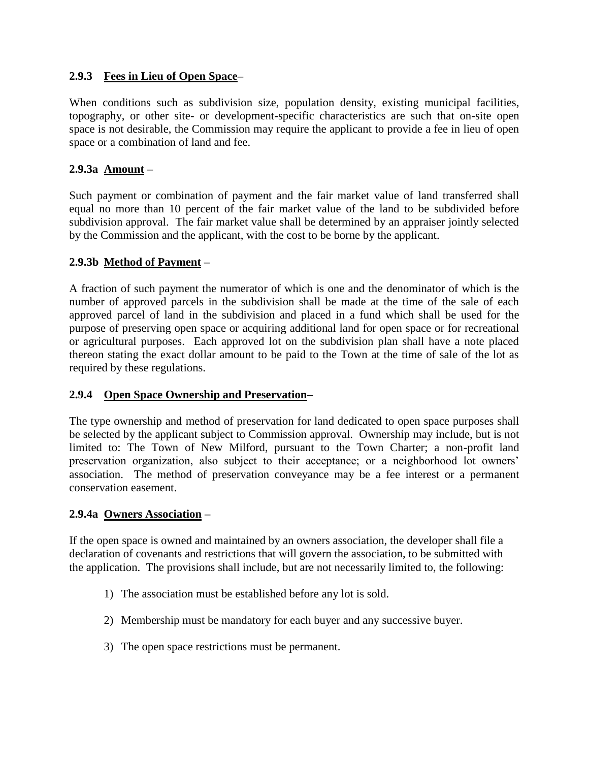### 2.9.3 Fees in Lieu of Open Space–

When conditions such as subdivision size, population density, existing municipal facilities, topography, or other site- or development-specific characteristics are such that on-site open space is not desirable, the Commission may require the applicant to provide a fee in lieu of open space or a combination of land and fee.

#### 2.9.3a Amount –

Such payment or combination of payment and the fair market value of land transferred shall equal no more than 10 percent of the fair market value of the land to be subdivided before subdivision approval. The fair market value shall be determined by an appraiser jointly selected by the Commission and the applicant, with the cost to be borne by the applicant.

#### 2.9.3b Method of Payment –

A fraction of such payment the numerator of which is one and the denominator of which is the number of approved parcels in the subdivision shall be made at the time of the sale of each approved parcel of land in the subdivision and placed in a fund which shall be used for the purpose of preserving open space or acquiring additional land for open space or for recreational or agricultural purposes. Each approved lot on the subdivision plan shall have a note placed thereon stating the exact dollar amount to be paid to the Town at the time of sale of the lot as required by these regulations.

### 2.9.4 Open Space Ownership and Preservation–

The type ownership and method of preservation for land dedicated to open space purposes shall be selected by the applicant subject to Commission approval. Ownership may include, but is not limited to: The Town of New Milford, pursuant to the Town Charter; a non-profit land preservation organization, also subject to their acceptance; or a neighborhood lot owners' association. The method of preservation conveyance may be a fee interest or a permanent conservation easement.

#### 2.9.4a Owners Association –

If the open space is owned and maintained by an owners association, the developer shall file a declaration of covenants and restrictions that will govern the association, to be submitted with the application. The provisions shall include, but are not necessarily limited to, the following:

1) The association must be established before any lot is sold.

2) Membership must be mandatory for each buyer and any successive buyer.

3) The open space restrictions must be permanent.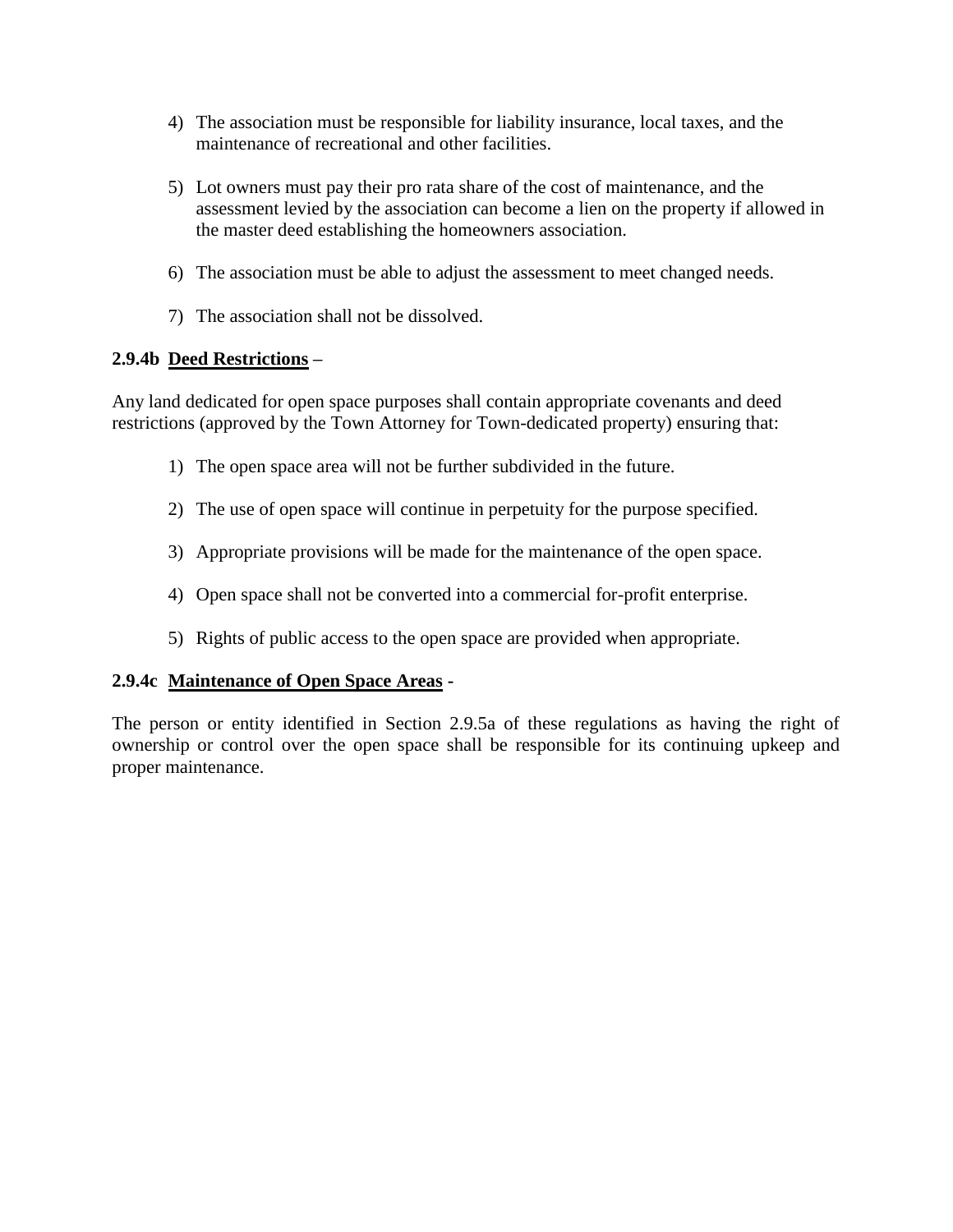4) The association must be responsible for liability insurance, local taxes, and the maintenance of recreational and other facilities.

5) Lot owners must pay their pro rata share of the cost of maintenance, and the assessment levied by the association can become a lien on the property if allowed in the master deed establishing the homeowners association.

6) The association must be able to adjust the assessment to meet changed needs.

7) The association shall not be dissolved.

**2.9.4b <u>Deed Restrictions</u> –**

Any land dedicated for open space purposes shall contain appropriate covenants and deed restrictions (approved by the Town Attorney for Town-dedicated property) ensuring that:

1) The open space area will not be further subdivided in the future.

2) The use of open space will continue in perpetuity for the purpose specified.

3) Appropriate provisions will be made for the maintenance of the open space.

4) Open space shall not be converted into a commercial for-profit enterprise.

5) Rights of public access to the open space are provided when appropriate.

**2.9.4c <u>Maintenance of Open Space Areas</u> -**

The person or entity identified in Section 2.9.5a of these regulations as having the right of ownership or control over the open space shall be responsible for its continuing upkeep and proper maintenance.